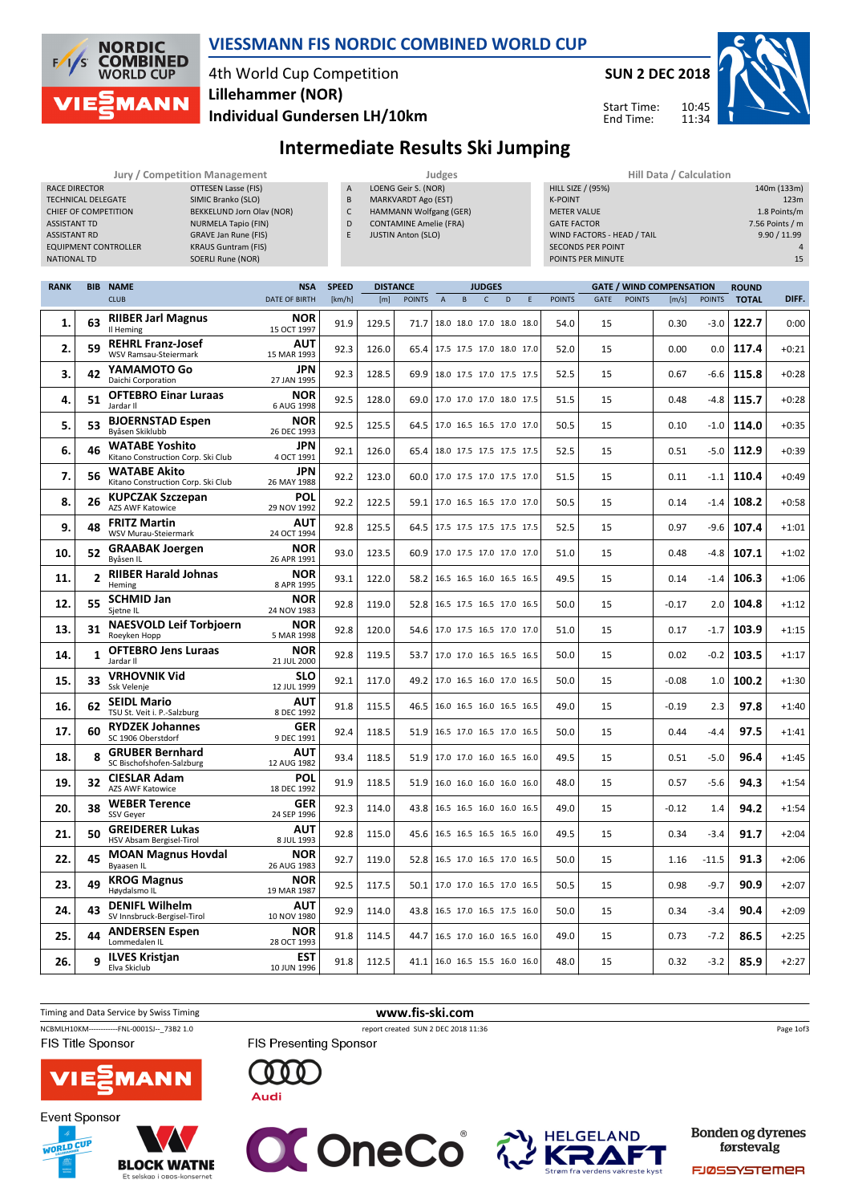# VIESSMANN FIS NORDIC COMBINED WORLD CUP

4th World Cup Competition
**Lillehammer (NOR)**
**Individual Gundersen LH/10km**

**SUN 2 DEC 2018**

Start Time: 10:45
End Time: 11:34

## Intermediate Results Ski Jumping

| Jury / Competition Management | |
|---|---|
| RACE DIRECTOR | OTTESEN Lasse (FIS) |
| TECHNICAL DELEGATE | SIMIC Branko (SLO) |
| CHIEF OF COMPETITION | BEKKELUND Jorn Olav (NOR) |
| ASSISTANT TD | NURMELA Tapio (FIN) |
| ASSISTANT RD | GRAVE Jan Rune (FIS) |
| EQUIPMENT CONTROLLER | KRAUS Guntram (FIS) |
| NATIONAL TD | SOERLI Rune (NOR) |

| Judges | |
|---|---|
| A | LOENG Geir S. (NOR) |
| B | MARKVARDT Ago (EST) |
| C | HAMMANN Wolfgang (GER) |
| D | CONTAMINE Amelie (FRA) |
| E | JUSTIN Anton (SLO) |

| Hill Data / Calculation | |
|---|---|
| HILL SIZE / (95%) | 140m (133m) |
| K-POINT | 123m |
| METER VALUE | 1.8 Points/m |
| GATE FACTOR | 7.56 Points / m |
| WIND FACTORS - HEAD / TAIL | 9.90 / 11.99 |
| SECONDS PER POINT | 4 |
| POINTS PER MINUTE | 15 |

| RANK | BIB | NAME / CLUB | NSA / DATE OF BIRTH | SPEED [km/h] | DISTANCE [m] | DISTANCE POINTS | A | B | C | D | E | JUDGES POINTS | GATE | GATE POINTS | WIND [m/s] | WIND POINTS | ROUND TOTAL | DIFF. |
|---|---|---|---|---|---|---|---|---|---|---|---|---|---|---|---|---|---|---|
| 1. | 63 | **RIIBER Jarl Magnus** Il Heming | NOR 15 OCT 1997 | 91.9 | 129.5 | 71.7 | 18.0 | 18.0 | 17.0 | 18.0 | 18.0 | 54.0 | 15 | | 0.30 | -3.0 | **122.7** | 0:00 |
| 2. | 59 | **REHRL Franz-Josef** WSV Ramsau-Steiermark | AUT 15 MAR 1993 | 92.3 | 126.0 | 65.4 | 17.5 | 17.5 | 17.0 | 18.0 | 17.0 | 52.0 | 15 | | 0.00 | 0.0 | **117.4** | +0:21 |
| 3. | 42 | **YAMAMOTO Go** Daichi Corporation | JPN 27 JAN 1995 | 92.3 | 128.5 | 69.9 | 18.0 | 17.5 | 17.0 | 17.5 | 17.5 | 52.5 | 15 | | 0.67 | -6.6 | **115.8** | +0:28 |
| 4. | 51 | **OFTEBRO Einar Luraas** Jardar II | NOR 6 AUG 1998 | 92.5 | 128.0 | 69.0 | 17.0 | 17.0 | 17.0 | 18.0 | 17.5 | 51.5 | 15 | | 0.48 | -4.8 | **115.7** | +0:28 |
| 5. | 53 | **BJOERNSTAD Espen** Byåsen Skiklubb | NOR 26 DEC 1993 | 92.5 | 125.5 | 64.5 | 17.0 | 16.5 | 16.5 | 17.0 | 17.0 | 50.5 | 15 | | 0.10 | -1.0 | **114.0** | +0:35 |
| 6. | 46 | **WATABE Yoshito** Kitano Construction Corp. Ski Club | JPN 4 OCT 1991 | 92.1 | 126.0 | 65.4 | 18.0 | 17.5 | 17.5 | 17.5 | 17.5 | 52.5 | 15 | | 0.51 | -5.0 | **112.9** | +0:39 |
| 7. | 56 | **WATABE Akito** Kitano Construction Corp. Ski Club | JPN 26 MAY 1988 | 92.2 | 123.0 | 60.0 | 17.0 | 17.5 | 17.0 | 17.5 | 17.0 | 51.5 | 15 | | 0.11 | -1.1 | **110.4** | +0:49 |
| 8. | 26 | **KUPCZAK Szczepan** AZS AWF Katowice | POL 29 NOV 1992 | 92.2 | 122.5 | 59.1 | 17.0 | 16.5 | 16.5 | 17.0 | 17.0 | 50.5 | 15 | | 0.14 | -1.4 | **108.2** | +0:58 |
| 9. | 48 | **FRITZ Martin** WSV Murau-Steiermark | AUT 24 OCT 1994 | 92.8 | 125.5 | 64.5 | 17.5 | 17.5 | 17.5 | 17.5 | 17.5 | 52.5 | 15 | | 0.97 | -9.6 | **107.4** | +1:01 |
| 10. | 52 | **GRAABAK Joergen** Byåsen IL | NOR 26 APR 1991 | 93.0 | 123.5 | 60.9 | 17.0 | 17.5 | 17.0 | 17.0 | 17.0 | 51.0 | 15 | | 0.48 | -4.8 | **107.1** | +1:02 |
| 11. | 2 | **RIIBER Harald Johnas** Heming | NOR 8 APR 1995 | 93.1 | 122.0 | 58.2 | 16.5 | 16.5 | 16.0 | 16.5 | 16.5 | 49.5 | 15 | | 0.14 | -1.4 | **106.3** | +1:06 |
| 12. | 55 | **SCHMID Jan** Sjetne IL | NOR 24 NOV 1983 | 92.8 | 119.0 | 52.8 | 16.5 | 17.5 | 16.5 | 17.0 | 16.5 | 50.0 | 15 | | -0.17 | 2.0 | **104.8** | +1:12 |
| 13. | 31 | **NAESVOLD Leif Torbjoern** Roeyken Hopp | NOR 5 MAR 1998 | 92.8 | 120.0 | 54.6 | 17.0 | 17.5 | 16.5 | 17.0 | 17.0 | 51.0 | 15 | | 0.17 | -1.7 | **103.9** | +1:15 |
| 14. | 1 | **OFTEBRO Jens Luraas** Jardar II | NOR 21 JUL 2000 | 92.8 | 119.5 | 53.7 | 17.0 | 17.0 | 16.5 | 16.5 | 16.5 | 50.0 | 15 | | 0.02 | -0.2 | **103.5** | +1:17 |
| 15. | 33 | **VRHOVNIK Vid** Ssk Velenje | SLO 12 JUL 1999 | 92.1 | 117.0 | 49.2 | 17.0 | 16.5 | 16.0 | 17.0 | 16.5 | 50.0 | 15 | | -0.08 | 1.0 | **100.2** | +1:30 |
| 16. | 62 | **SEIDL Mario** TSU St. Veit i. P.-Salzburg | AUT 8 DEC 1992 | 91.8 | 115.5 | 46.5 | 16.0 | 16.5 | 16.0 | 16.5 | 16.5 | 49.0 | 15 | | -0.19 | 2.3 | **97.8** | +1:40 |
| 17. | 60 | **RYDZEK Johannes** SC 1906 Oberstdorf | GER 9 DEC 1991 | 92.4 | 118.5 | 51.9 | 16.5 | 17.0 | 16.5 | 17.0 | 16.5 | 50.0 | 15 | | 0.44 | -4.4 | **97.5** | +1:41 |
| 18. | 8 | **GRUBER Bernhard** SC Bischofshofen-Salzburg | AUT 12 AUG 1982 | 93.4 | 118.5 | 51.9 | 17.0 | 17.0 | 16.0 | 16.5 | 16.0 | 49.5 | 15 | | 0.51 | -5.0 | **96.4** | +1:45 |
| 19. | 32 | **CIESLAR Adam** AZS AWF Katowice | POL 18 DEC 1992 | 91.9 | 118.5 | 51.9 | 16.0 | 16.0 | 16.0 | 16.0 | 16.0 | 48.0 | 15 | | 0.57 | -5.6 | **94.3** | +1:54 |
| 20. | 38 | **WEBER Terence** SSV Geyer | GER 24 SEP 1996 | 92.3 | 114.0 | 43.8 | 16.5 | 16.5 | 16.0 | 16.0 | 16.5 | 49.0 | 15 | | -0.12 | 1.4 | **94.2** | +1:54 |
| 21. | 50 | **GREIDERER Lukas** HSV Absam Bergisel-Tirol | AUT 8 JUL 1993 | 92.8 | 115.0 | 45.6 | 16.5 | 16.5 | 16.5 | 16.5 | 16.0 | 49.5 | 15 | | 0.34 | -3.4 | **91.7** | +2:04 |
| 22. | 45 | **MOAN Magnus Hovdal** Byaasen IL | NOR 26 AUG 1983 | 92.7 | 119.0 | 52.8 | 16.5 | 17.0 | 16.5 | 17.0 | 16.5 | 50.0 | 15 | | 1.16 | -11.5 | **91.3** | +2:06 |
| 23. | 49 | **KROG Magnus** Høydalsmo IL | NOR 19 MAR 1987 | 92.5 | 117.5 | 50.1 | 17.0 | 17.0 | 16.5 | 17.0 | 16.5 | 50.5 | 15 | | 0.98 | -9.7 | **90.9** | +2:07 |
| 24. | 43 | **DENIFL Wilhelm** SV Innsbruck-Bergisel-Tirol | AUT 10 NOV 1980 | 92.9 | 114.0 | 43.8 | 16.5 | 17.0 | 16.5 | 17.5 | 16.0 | 50.0 | 15 | | 0.34 | -3.4 | **90.4** | +2:09 |
| 25. | 44 | **ANDERSEN Espen** Lommedalen IL | NOR 28 OCT 1993 | 91.8 | 114.5 | 44.7 | 16.5 | 17.0 | 16.0 | 16.5 | 16.0 | 49.0 | 15 | | 0.73 | -7.2 | **86.5** | +2:25 |
| 26. | 9 | **ILVES Kristjan** Elva Skiclub | EST 10 JUN 1996 | 91.8 | 112.5 | 41.1 | 16.0 | 16.5 | 15.5 | 16.0 | 16.0 | 48.0 | 15 | | 0.32 | -3.2 | **85.9** | +2:27 |

Timing and Data Service by Swiss Timing — www.fis-ski.com

NCBMLH10KM------------FNL-0001SJ--_73B2 1.0 — report created SUN 2 DEC 2018 11:36

FIS Title Sponsor: VIESSMANN — FIS Presenting Sponsor: Audi

Event Sponsor: BLOCK WATNE, OneCo, HELGELAND KRAFT, Bonden og dyrenes førstevalg FJØSSYSTEMER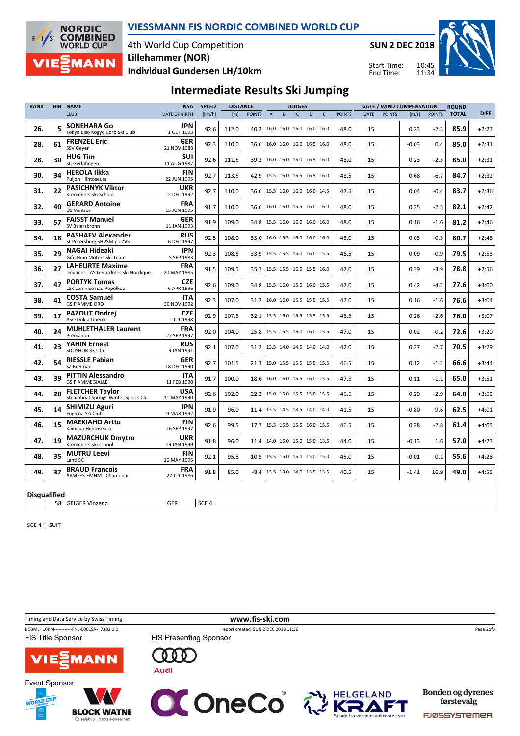# VIESSMANN FIS NORDIC COMBINED WORLD CUP

4th World Cup Competition
**Lillehammer (NOR)**
**Individual Gundersen LH/10km**

**SUN 2 DEC 2018**

Start Time: 10:45
End Time: 11:34

## Intermediate Results Ski Jumping

| RANK | BIB | NAME / CLUB | NSA / DATE OF BIRTH | SPEED [km/h] | DISTANCE [m] | DISTANCE POINTS | JUDGES A | B | C | D | E | JUDGES POINTS | GATE | GATE POINTS | WIND [m/s] | WIND POINTS | ROUND TOTAL | DIFF. |
|---|---|---|---|---|---|---|---|---|---|---|---|---|---|---|---|---|---|---|
| 26. | 5 | SONEHARA Go / Tokyo Biso Kogyo Corp.Ski Club | JPN / 1 OCT 1993 | 92.6 | 112.0 | 40.2 | 16.0 | 16.0 | 16.0 | 16.0 | 16.0 | 48.0 | 15 | | 0.23 | -2.3 | 85.9 | +2:27 |
| 28. | 61 | FRENZEL Eric / SSV Geyer | GER / 21 NOV 1988 | 92.3 | 110.0 | 36.6 | 16.0 | 16.0 | 16.0 | 16.5 | 16.0 | 48.0 | 15 | | -0.03 | 0.4 | 85.0 | +2:31 |
| 28. | 30 | HUG Tim / SC Gerlafingen | SUI / 11 AUG 1987 | 92.6 | 111.5 | 39.3 | 16.0 | 16.0 | 16.0 | 16.5 | 16.0 | 48.0 | 15 | | 0.23 | -2.3 | 85.0 | +2:31 |
| 30. | 34 | HEROLA Ilkka / Puijon Hiihtoseura | FIN / 22 JUN 1995 | 92.7 | 113.5 | 42.9 | 15.5 | 16.0 | 16.5 | 16.5 | 16.0 | 48.5 | 15 | | 0.68 | -6.7 | 84.7 | +2:32 |
| 31. | 22 | PASICHNYK Viktor / Kremenets Ski School | UKR / 2 DEC 1992 | 92.7 | 110.0 | 36.6 | 15.5 | 16.0 | 16.0 | 16.0 | 14.5 | 47.5 | 15 | | 0.04 | -0.4 | 83.7 | +2:36 |
| 32. | 40 | GERARD Antoine / US Ventron | FRA / 15 JUN 1995 | 91.7 | 110.0 | 36.6 | 16.0 | 16.0 | 15.5 | 16.0 | 16.0 | 48.0 | 15 | | 0.25 | -2.5 | 82.1 | +2:42 |
| 33. | 57 | FAISST Manuel / SV Baiersbronn | GER / 11 JAN 1993 | 91.9 | 109.0 | 34.8 | 15.5 | 16.0 | 16.0 | 16.0 | 16.0 | 48.0 | 15 | | 0.16 | -1.6 | 81.2 | +2:46 |
| 34. | 18 | PASHAEV Alexander / St.Petersburg SHVSM po ZVS. | RUS / 6 DEC 1997 | 92.5 | 108.0 | 33.0 | 16.0 | 15.5 | 16.0 | 16.0 | 16.0 | 48.0 | 15 | | 0.03 | -0.3 | 80.7 | +2:48 |
| 35. | 29 | NAGAI Hideaki / Gifu Hino Motors Ski Team | JPN / 5 SEP 1983 | 92.3 | 108.5 | 33.9 | 15.5 | 15.5 | 15.0 | 16.0 | 15.5 | 46.5 | 15 | | 0.09 | -0.9 | 79.5 | +2:53 |
| 36. | 27 | LAHEURTE Maxime / Douanes - AS Gerardmer Ski Nordique | FRA / 20 MAY 1985 | 91.5 | 109.5 | 35.7 | 15.5 | 15.5 | 16.0 | 15.5 | 16.0 | 47.0 | 15 | | 0.39 | -3.9 | 78.8 | +2:56 |
| 37. | 47 | PORTYK Tomas / LSK Lomnice nad Popelkou | CZE / 6 APR 1996 | 92.6 | 109.0 | 34.8 | 15.5 | 16.0 | 15.0 | 16.0 | 15.5 | 47.0 | 15 | | 0.42 | -4.2 | 77.6 | +3:00 |
| 38. | 41 | COSTA Samuel / GS FIAMME ORO | ITA / 30 NOV 1992 | 92.3 | 107.0 | 31.2 | 16.0 | 16.0 | 15.5 | 15.5 | 15.5 | 47.0 | 15 | | 0.16 | -1.6 | 76.6 | +3:04 |
| 39. | 17 | PAZOUT Ondrej / ASO Dukla Liberec | CZE / 1 JUL 1998 | 92.9 | 107.5 | 32.1 | 15.5 | 16.0 | 15.5 | 15.5 | 15.5 | 46.5 | 15 | | 0.26 | -2.6 | 76.0 | +3:07 |
| 40. | 24 | MUHLETHALER Laurent / Premanon | FRA / 27 SEP 1997 | 92.0 | 104.0 | 25.8 | 15.5 | 15.5 | 16.0 | 16.0 | 15.5 | 47.0 | 15 | | 0.02 | -0.2 | 72.6 | +3:20 |
| 41. | 23 | YAHIN Ernest / SDUSHOR 33 Ufa | RUS / 9 JAN 1991 | 92.1 | 107.0 | 31.2 | 13.5 | 14.0 | 14.5 | 14.0 | 14.0 | 42.0 | 15 | | 0.27 | -2.7 | 70.5 | +3:29 |
| 42. | 54 | RIESSLE Fabian / SZ Breitnau | GER / 18 DEC 1990 | 92.7 | 101.5 | 21.3 | 15.0 | 15.5 | 15.5 | 15.5 | 15.5 | 46.5 | 15 | | 0.12 | -1.2 | 66.6 | +3:44 |
| 43. | 39 | PITTIN Alessandro / GS FIAMMEGIALLE | ITA / 11 FEB 1990 | 91.7 | 100.0 | 18.6 | 16.0 | 16.0 | 15.5 | 16.0 | 15.5 | 47.5 | 15 | | 0.11 | -1.1 | 65.0 | +3:51 |
| 44. | 28 | FLETCHER Taylor / Steamboat Springs Winter Sports Clu | USA / 11 MAY 1990 | 92.6 | 102.0 | 22.2 | 15.0 | 15.0 | 15.5 | 15.0 | 15.5 | 45.5 | 15 | | 0.29 | -2.9 | 64.8 | +3:52 |
| 45. | 14 | SHIMIZU Aguri / Euglena Ski Club | JPN / 9 MAR 1992 | 91.9 | 96.0 | 11.4 | 13.5 | 14.5 | 13.5 | 14.0 | 14.0 | 41.5 | 15 | | -0.80 | 9.6 | 62.5 | +4:01 |
| 46. | 15 | MAEKIAHO Arttu / Kainuun Hiihtoseura | FIN / 16 SEP 1997 | 92.6 | 99.5 | 17.7 | 15.5 | 15.5 | 15.5 | 16.0 | 15.5 | 46.5 | 15 | | 0.28 | -2.8 | 61.4 | +4:05 |
| 47. | 19 | MAZURCHUK Dmytro / Kremenets Ski school | UKR / 19 JAN 1999 | 91.8 | 96.0 | 11.4 | 14.0 | 15.0 | 15.0 | 15.0 | 13.5 | 44.0 | 15 | | -0.13 | 1.6 | 57.0 | +4:23 |
| 48. | 35 | MUTRU Leevi / Lahti SC | FIN / 16 MAY 1995 | 92.1 | 95.5 | 10.5 | 15.5 | 15.0 | 15.0 | 15.0 | 15.0 | 45.0 | 15 | | -0.01 | 0.1 | 55.6 | +4:28 |
| 49. | 37 | BRAUD Francois / ARMEES-EMHM - Chamonix | FRA / 27 JUL 1986 | 91.8 | 85.0 | -8.4 | 13.5 | 13.0 | 14.0 | 13.5 | 13.5 | 40.5 | 15 | | -1.41 | 16.9 | 49.0 | +4:55 |

**Disqualified**

| BIB | NAME | NSA | REASON |
|---|---|---|---|
| 58 | GEIGER Vinzenz | GER | SCE 4 |

SCE 4 : SUIT

Timing and Data Service by Swiss Timing

www.fis-ski.com

NCBMLH10KM------------FNL-0001SJ--_73B2 1.0 report created SUN 2 DEC 2018 11:36

FIS Title Sponsor: VIESSMANN

FIS Presenting Sponsor: Audi

Event Sponsor: BLOCK WATNE, OneCo, HELGELAND KRAFT, Bonden og dyrenes førstevalg FJØSSYSTEMER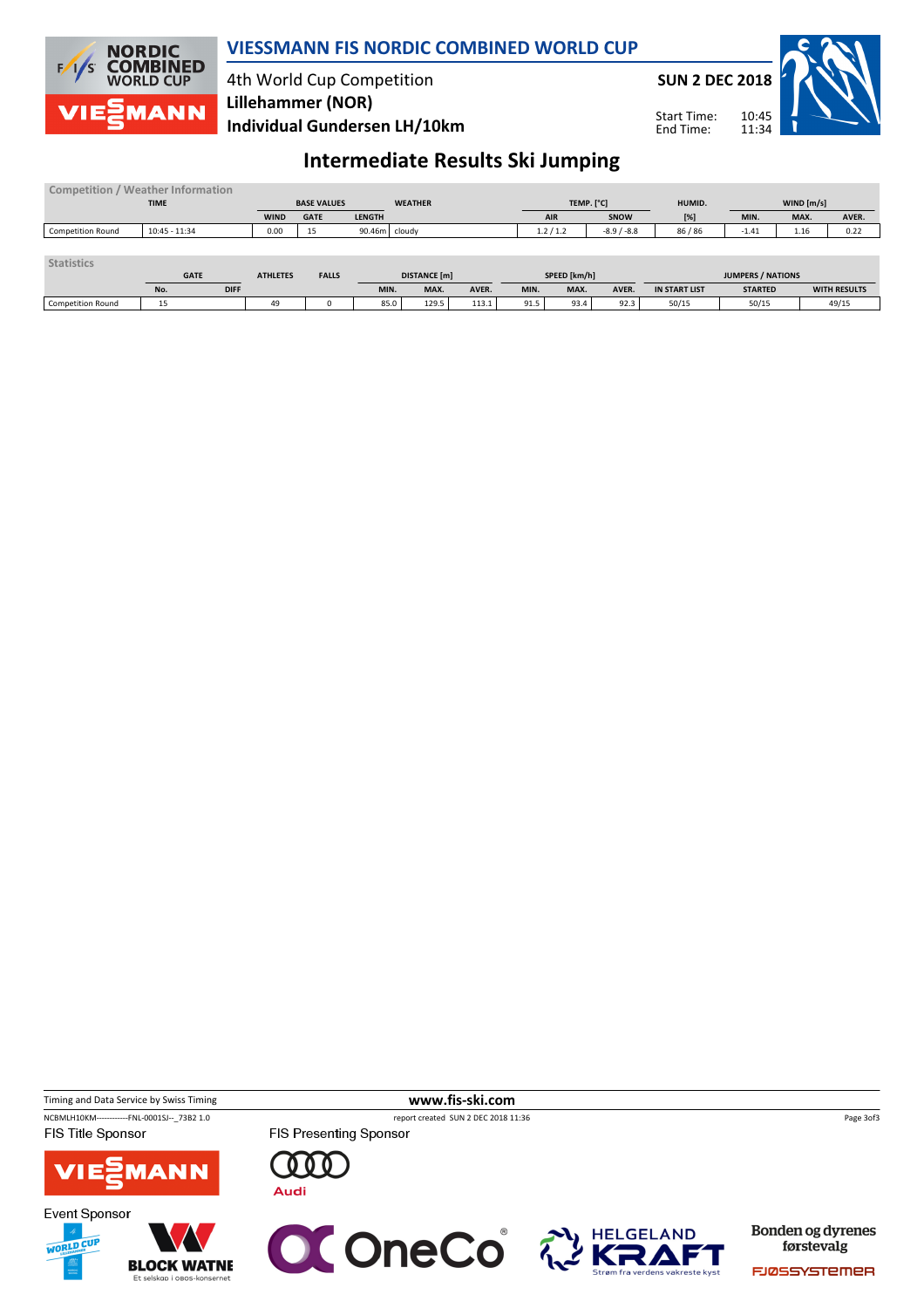# VIESSMANN FIS NORDIC COMBINED WORLD CUP

4th World Cup Competition

**Lillehammer (NOR)**

**Individual Gundersen LH/10km**

**SUN 2 DEC 2018**

Start Time: 10:45
End Time: 11:34

## Intermediate Results Ski Jumping

### Competition / Weather Information

| | TIME | BASE VALUES | | | WEATHER | TEMP. [°C] | | HUMID. | WIND [m/s] | | |
|---|---|---|---|---|---|---|---|---|---|---|---|
| | | WIND | GATE | LENGTH | | AIR | SNOW | [%] | MIN. | MAX. | AVER. |
| Competition Round | 10:45 - 11:34 | 0.00 | 15 | 90.46m | cloudy | 1.2 / 1.2 | -8.9 / -8.8 | 86 / 86 | -1.41 | 1.16 | 0.22 |

### Statistics

| | GATE | | ATHLETES | FALLS | DISTANCE [m] | | | SPEED [km/h] | | | JUMPERS / NATIONS | | |
|---|---|---|---|---|---|---|---|---|---|---|---|---|---|
| | No. | DIFF | | | MIN. | MAX. | AVER. | MIN. | MAX. | AVER. | IN START LIST | STARTED | WITH RESULTS |
| Competition Round | 15 | | 49 | 0 | 85.0 | 129.5 | 113.1 | 91.5 | 93.4 | 92.3 | 50/15 | 50/15 | 49/15 |

Timing and Data Service by Swiss Timing

www.fis-ski.com

NCBMLH10KM------------FNL-0001SJ--_73B2 1.0

report created SUN 2 DEC 2018 11:36

FIS Title Sponsor

FIS Presenting Sponsor

Event Sponsor